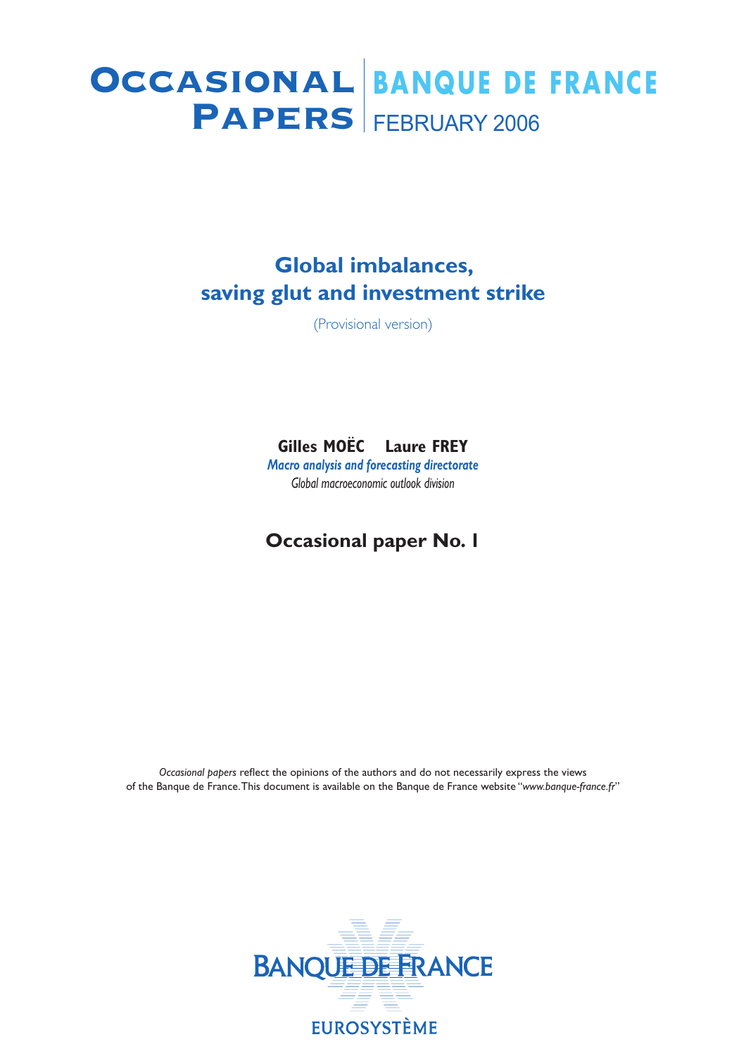# Occasional Papers

**BANQUE DE FRANCE**

FEBRUARY 2006

## Global imbalances, saving glut and investment strike

(Provisional version)

**Gilles MOËC  Laure FREY**

***Macro analysis and forecasting directorate***

*Global macroeconomic outlook division*

**Occasional paper No. 1**

*Occasional papers* reflect the opinions of the authors and do not necessarily express the views of the Banque de France. This document is available on the Banque de France website "*www.banque-france.fr*"

BANQUE DE FRANCE

EUROSYSTÈME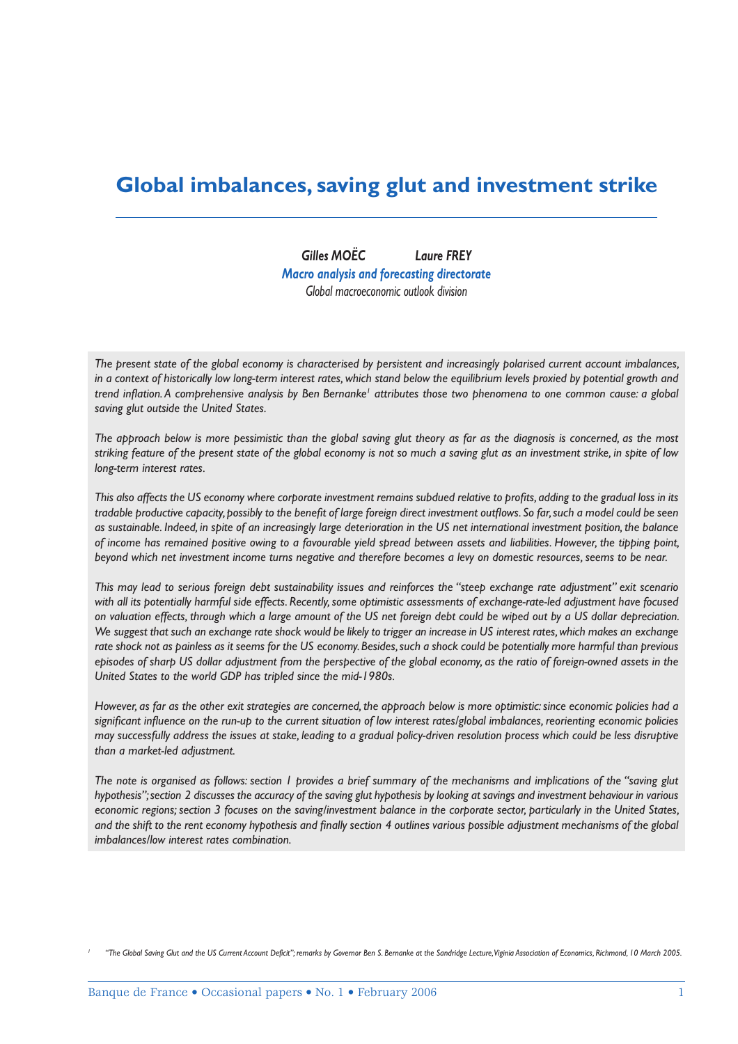# Global imbalances, saving glut and investment strike

*Gilles MOËC* *Laure FREY*

*Macro analysis and forecasting directorate*

*Global macroeconomic outlook division*

*The present state of the global economy is characterised by persistent and increasingly polarised current account imbalances, in a context of historically low long-term interest rates, which stand below the equilibrium levels proxied by potential growth and trend inflation. A comprehensive analysis by Ben Bernanke[1] attributes those two phenomena to one common cause: a global saving glut outside the United States.*

*The approach below is more pessimistic than the global saving glut theory as far as the diagnosis is concerned, as the most striking feature of the present state of the global economy is not so much a saving glut as an investment strike, in spite of low long-term interest rates.*

*This also affects the US economy where corporate investment remains subdued relative to profits, adding to the gradual loss in its tradable productive capacity, possibly to the benefit of large foreign direct investment outflows. So far, such a model could be seen as sustainable. Indeed, in spite of an increasingly large deterioration in the US net international investment position, the balance of income has remained positive owing to a favourable yield spread between assets and liabilities. However, the tipping point, beyond which net investment income turns negative and therefore becomes a levy on domestic resources, seems to be near.*

*This may lead to serious foreign debt sustainability issues and reinforces the "steep exchange rate adjustment" exit scenario with all its potentially harmful side effects. Recently, some optimistic assessments of exchange-rate-led adjustment have focused on valuation effects, through which a large amount of the US net foreign debt could be wiped out by a US dollar depreciation. We suggest that such an exchange rate shock would be likely to trigger an increase in US interest rates, which makes an exchange rate shock not as painless as it seems for the US economy. Besides, such a shock could be potentially more harmful than previous episodes of sharp US dollar adjustment from the perspective of the global economy, as the ratio of foreign-owned assets in the United States to the world GDP has tripled since the mid-1980s.*

*However, as far as the other exit strategies are concerned, the approach below is more optimistic: since economic policies had a significant influence on the run-up to the current situation of low interest rates/global imbalances, reorienting economic policies may successfully address the issues at stake, leading to a gradual policy-driven resolution process which could be less disruptive than a market-led adjustment.*

*The note is organised as follows: section 1 provides a brief summary of the mechanisms and implications of the "saving glut hypothesis"; section 2 discusses the accuracy of the saving glut hypothesis by looking at savings and investment behaviour in various economic regions; section 3 focuses on the saving/investment balance in the corporate sector, particularly in the United States, and the shift to the rent economy hypothesis and finally section 4 outlines various possible adjustment mechanisms of the global imbalances/low interest rates combination.*

[1] "The Global Saving Glut and the US Current Account Deficit"; remarks by Governor Ben S. Bernanke at the Sandridge Lecture, Viginia Association of Economics, Richmond, 10 March 2005.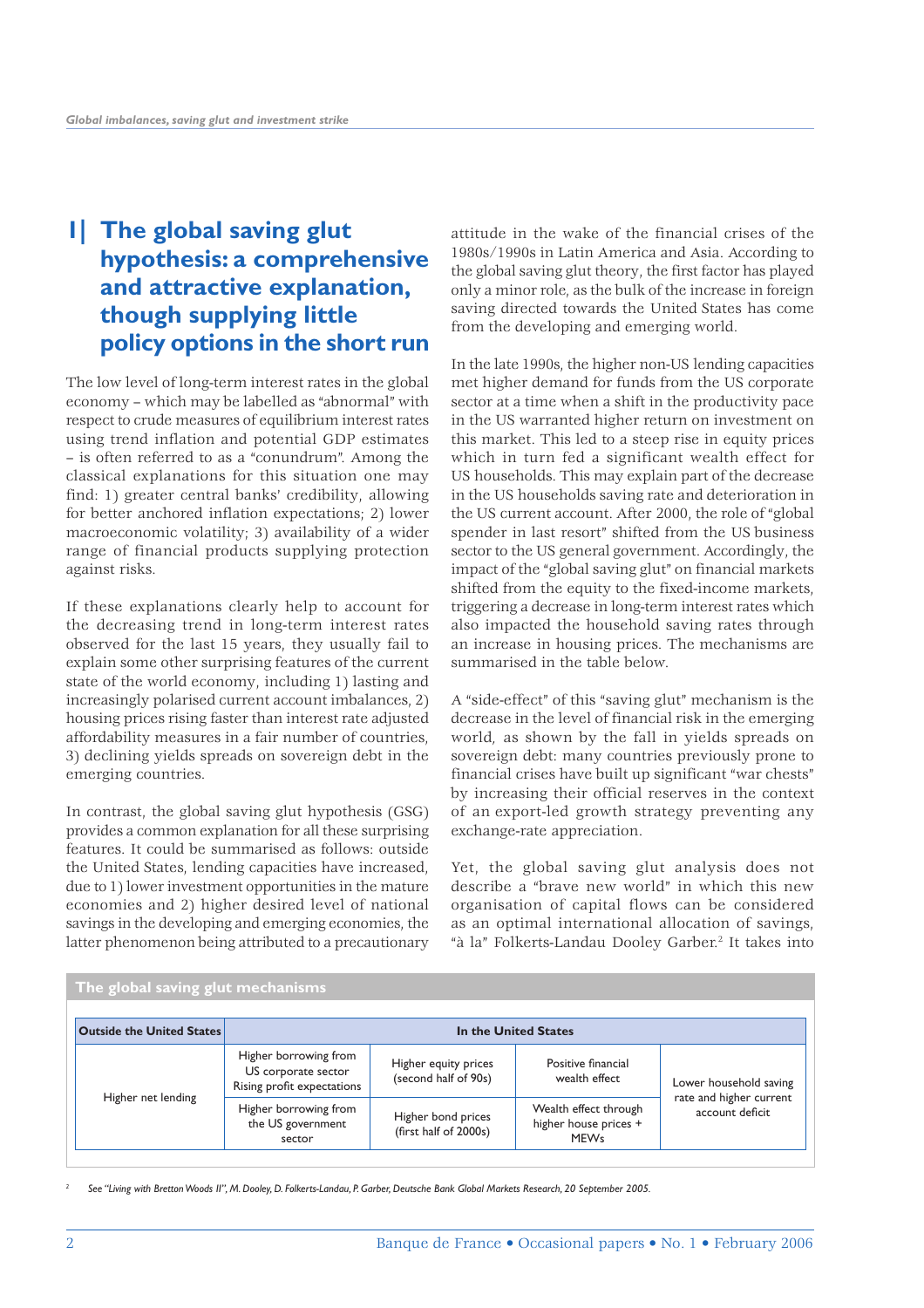# 1| The global saving glut hypothesis: a comprehensive and attractive explanation, though supplying little policy options in the short run

The low level of long-term interest rates in the global economy – which may be labelled as "abnormal" with respect to crude measures of equilibrium interest rates using trend inflation and potential GDP estimates – is often referred to as a "conundrum". Among the classical explanations for this situation one may find: 1) greater central banks' credibility, allowing for better anchored inflation expectations; 2) lower macroeconomic volatility; 3) availability of a wider range of financial products supplying protection against risks.

If these explanations clearly help to account for the decreasing trend in long-term interest rates observed for the last 15 years, they usually fail to explain some other surprising features of the current state of the world economy, including 1) lasting and increasingly polarised current account imbalances, 2) housing prices rising faster than interest rate adjusted affordability measures in a fair number of countries, 3) declining yields spreads on sovereign debt in the emerging countries.

In contrast, the global saving glut hypothesis (GSG) provides a common explanation for all these surprising features. It could be summarised as follows: outside the United States, lending capacities have increased, due to 1) lower investment opportunities in the mature economies and 2) higher desired level of national savings in the developing and emerging economies, the latter phenomenon being attributed to a precautionary attitude in the wake of the financial crises of the 1980s/1990s in Latin America and Asia. According to the global saving glut theory, the first factor has played only a minor role, as the bulk of the increase in foreign saving directed towards the United States has come from the developing and emerging world.

In the late 1990s, the higher non-US lending capacities met higher demand for funds from the US corporate sector at a time when a shift in the productivity pace in the US warranted higher return on investment on this market. This led to a steep rise in equity prices which in turn fed a significant wealth effect for US households. This may explain part of the decrease in the US households saving rate and deterioration in the US current account. After 2000, the role of "global spender in last resort" shifted from the US business sector to the US general government. Accordingly, the impact of the "global saving glut" on financial markets shifted from the equity to the fixed-income markets, triggering a decrease in long-term interest rates which also impacted the household saving rates through an increase in housing prices. The mechanisms are summarised in the table below.

A "side-effect" of this "saving glut" mechanism is the decrease in the level of financial risk in the emerging world, as shown by the fall in yields spreads on sovereign debt: many countries previously prone to financial crises have built up significant "war chests" by increasing their official reserves in the context of an export-led growth strategy preventing any exchange-rate appreciation.

Yet, the global saving glut analysis does not describe a "brave new world" in which this new organisation of capital flows can be considered as an optimal international allocation of savings, "à la" Folkerts-Landau Dooley Garber.[2] It takes into

**The global saving glut mechanisms**

| Outside the United States | In the United States | | | |
|---|---|---|---|---|
| Higher net lending | Higher borrowing from US corporate sector<br>Rising profit expectations | Higher equity prices (second half of 90s) | Positive financial wealth effect | Lower household saving rate and higher current account deficit |
| | Higher borrowing from the US government sector | Higher bond prices (first half of 2000s) | Wealth effect through higher house prices + MEWs | |

[2] *See "Living with Bretton Woods II", M. Dooley, D. Folkerts-Landau, P. Garber, Deutsche Bank Global Markets Research, 20 September 2005.*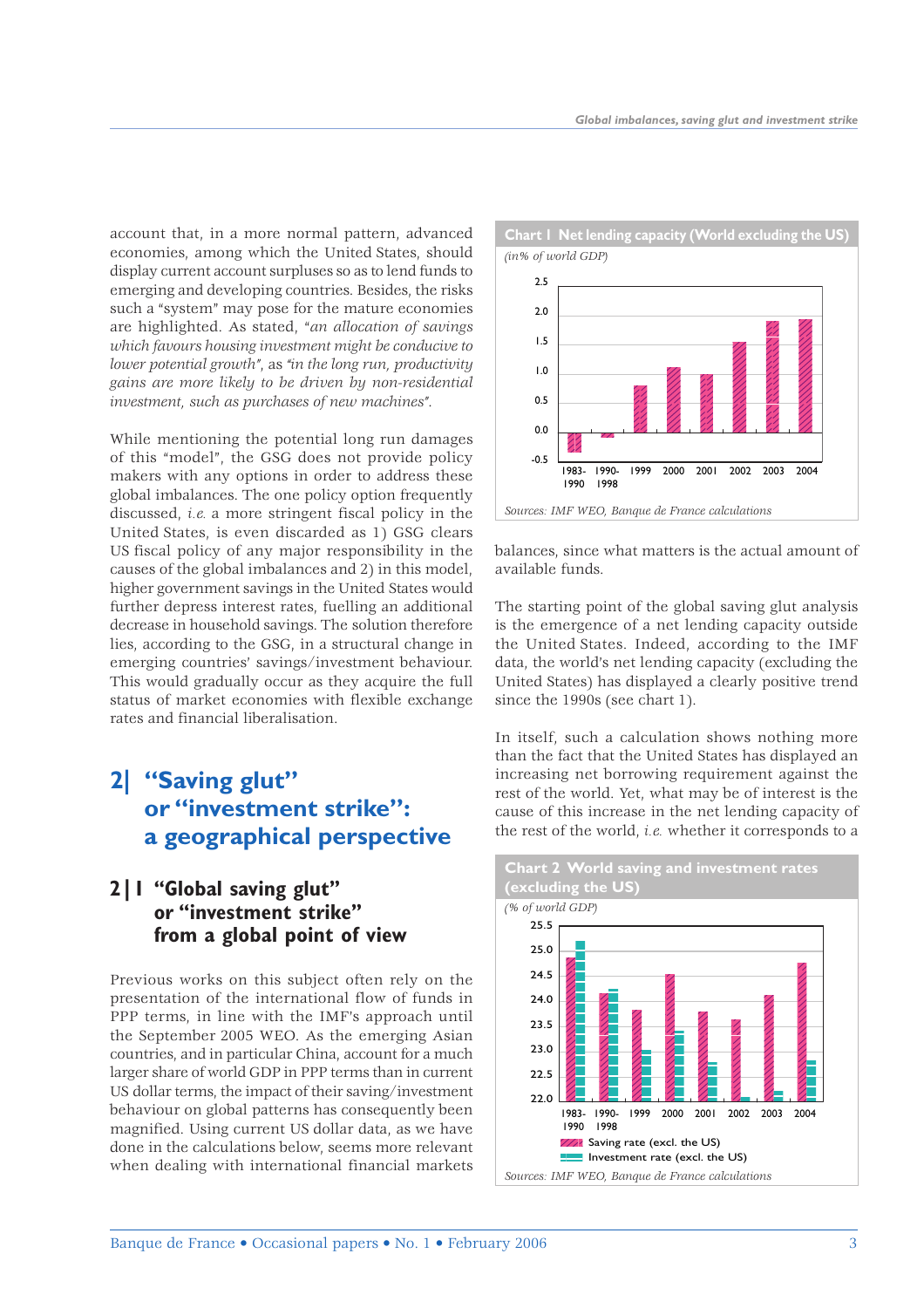account that, in a more normal pattern, advanced economies, among which the United States, should display current account surpluses so as to lend funds to emerging and developing countries. Besides, the risks such a "system" may pose for the mature economies are highlighted. As stated, "*an allocation of savings which favours housing investment might be conducive to lower potential growth*", as "*in the long run, productivity gains are more likely to be driven by non-residential investment, such as purchases of new machines*".

While mentioning the potential long run damages of this "model", the GSG does not provide policy makers with any options in order to address these global imbalances. The one policy option frequently discussed, *i.e.* a more stringent fiscal policy in the United States, is even discarded as 1) GSG clears US fiscal policy of any major responsibility in the causes of the global imbalances and 2) in this model, higher government savings in the United States would further depress interest rates, fuelling an additional decrease in household savings. The solution therefore lies, according to the GSG, in a structural change in emerging countries' savings/investment behaviour. This would gradually occur as they acquire the full status of market economies with flexible exchange rates and financial liberalisation.

## 2| "Saving glut" or "investment strike": a geographical perspective

### 2|1 "Global saving glut" or "investment strike" from a global point of view

Previous works on this subject often rely on the presentation of the international flow of funds in PPP terms, in line with the IMF's approach until the September 2005 WEO. As the emerging Asian countries, and in particular China, account for a much larger share of world GDP in PPP terms than in current US dollar terms, the impact of their saving/investment behaviour on global patterns has consequently been magnified. Using current US dollar data, as we have done in the calculations below, seems more relevant when dealing with international financial markets balances, since what matters is the actual amount of available funds.

**Chart 1 Net lending capacity (World excluding the US)**

*(in% of world GDP)*

*Sources: IMF WEO, Banque de France calculations*

The starting point of the global saving glut analysis is the emergence of a net lending capacity outside the United States. Indeed, according to the IMF data, the world's net lending capacity (excluding the United States) has displayed a clearly positive trend since the 1990s (see chart 1).

In itself, such a calculation shows nothing more than the fact that the United States has displayed an increasing net borrowing requirement against the rest of the world. Yet, what may be of interest is the cause of this increase in the net lending capacity of the rest of the world, *i.e.* whether it corresponds to a

**Chart 2 World saving and investment rates (excluding the US)**

*(% of world GDP)*

*Sources: IMF WEO, Banque de France calculations*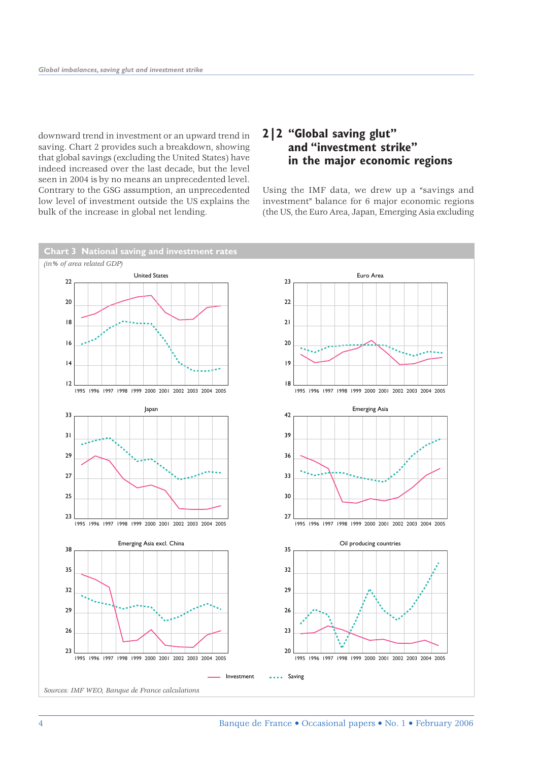downward trend in investment or an upward trend in saving. Chart 2 provides such a breakdown, showing that global savings (excluding the United States) have indeed increased over the last decade, but the level seen in 2004 is by no means an unprecedented level. Contrary to the GSG assumption, an unprecedented low level of investment outside the US explains the bulk of the increase in global net lending.

## 2|2 "Global saving glut" and "investment strike" in the major economic regions

Using the IMF data, we drew up a "savings and investment" balance for 6 major economic regions (the US, the Euro Area, Japan, Emerging Asia excluding

**Chart 3 National saving and investment rates**

*(in% of area related GDP)*

Panels: United States; Euro Area; Japan; Emerging Asia; Emerging Asia excl. China; Oil producing countries (1995–2005)

Legend: Investment; Saving

*Sources: IMF WEO, Banque de France calculations*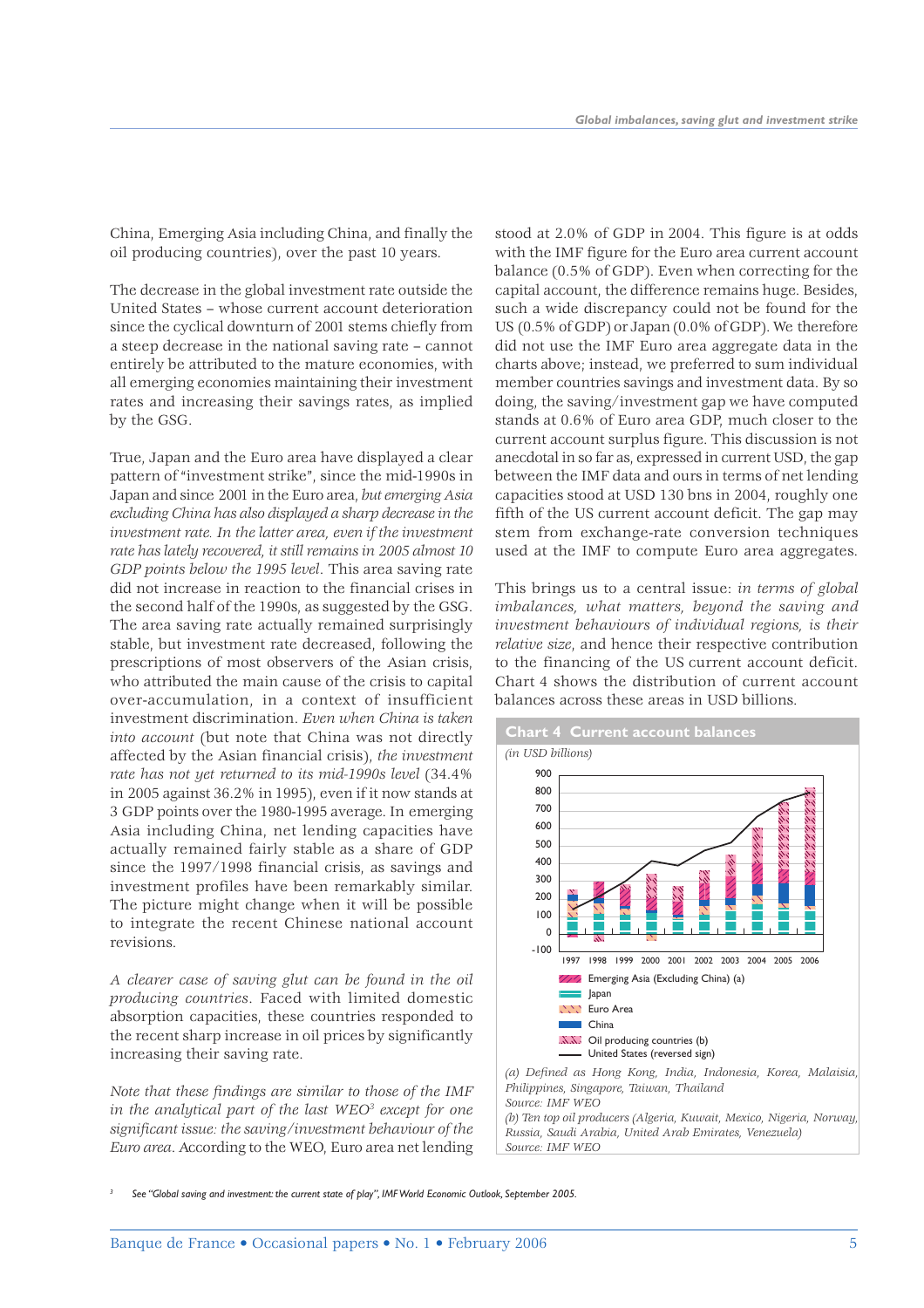China, Emerging Asia including China, and finally the oil producing countries), over the past 10 years.

The decrease in the global investment rate outside the United States – whose current account deterioration since the cyclical downturn of 2001 stems chiefly from a steep decrease in the national saving rate – cannot entirely be attributed to the mature economies, with all emerging economies maintaining their investment rates and increasing their savings rates, as implied by the GSG.

True, Japan and the Euro area have displayed a clear pattern of "investment strike", since the mid-1990s in Japan and since 2001 in the Euro area, *but emerging Asia excluding China has also displayed a sharp decrease in the investment rate. In the latter area, even if the investment rate has lately recovered, it still remains in 2005 almost 10 GDP points below the 1995 level*. This area saving rate did not increase in reaction to the financial crises in the second half of the 1990s, as suggested by the GSG. The area saving rate actually remained surprisingly stable, but investment rate decreased, following the prescriptions of most observers of the Asian crisis, who attributed the main cause of the crisis to capital over-accumulation, in a context of insufficient investment discrimination. *Even when China is taken into account* (but note that China was not directly affected by the Asian financial crisis), *the investment rate has not yet returned to its mid-1990s level* (34.4% in 2005 against 36.2% in 1995), even if it now stands at 3 GDP points over the 1980-1995 average. In emerging Asia including China, net lending capacities have actually remained fairly stable as a share of GDP since the 1997/1998 financial crisis, as savings and investment profiles have been remarkably similar. The picture might change when it will be possible to integrate the recent Chinese national account revisions.

*A clearer case of saving glut can be found in the oil producing countries*. Faced with limited domestic absorption capacities, these countries responded to the recent sharp increase in oil prices by significantly increasing their saving rate.

*Note that these findings are similar to those of the IMF in the analytical part of the last WEO*[3] *except for one significant issue: the saving/investment behaviour of the Euro area*. According to the WEO, Euro area net lending stood at 2.0% of GDP in 2004. This figure is at odds with the IMF figure for the Euro area current account balance (0.5% of GDP). Even when correcting for the capital account, the difference remains huge. Besides, such a wide discrepancy could not be found for the US (0.5% of GDP) or Japan (0.0% of GDP). We therefore did not use the IMF Euro area aggregate data in the charts above; instead, we preferred to sum individual member countries savings and investment data. By so doing, the saving/investment gap we have computed stands at 0.6% of Euro area GDP, much closer to the current account surplus figure. This discussion is not anecdotal in so far as, expressed in current USD, the gap between the IMF data and ours in terms of net lending capacities stood at USD 130 bns in 2004, roughly one fifth of the US current account deficit. The gap may stem from exchange-rate conversion techniques used at the IMF to compute Euro area aggregates.

This brings us to a central issue: *in terms of global imbalances, what matters, beyond the saving and investment behaviours of individual regions, is their relative size*, and hence their respective contribution to the financing of the US current account deficit. Chart 4 shows the distribution of current account balances across these areas in USD billions.

**Chart 4 Current account balances**

*(in USD billions)*

Legend: Emerging Asia (Excluding China) (a); Japan; Euro Area; China; Oil producing countries (b); United States (reversed sign)

*(a) Defined as Hong Kong, India, Indonesia, Korea, Malaisia, Philippines, Singapore, Taiwan, Thailand*
*Source: IMF WEO*
*(b) Ten top oil producers (Algeria, Kuwait, Mexico, Nigeria, Norway, Russia, Saudi Arabia, United Arab Emirates, Venezuela)*
*Source: IMF WEO*

[3] See "Global saving and investment: the current state of play", IMF World Economic Outlook, September 2005.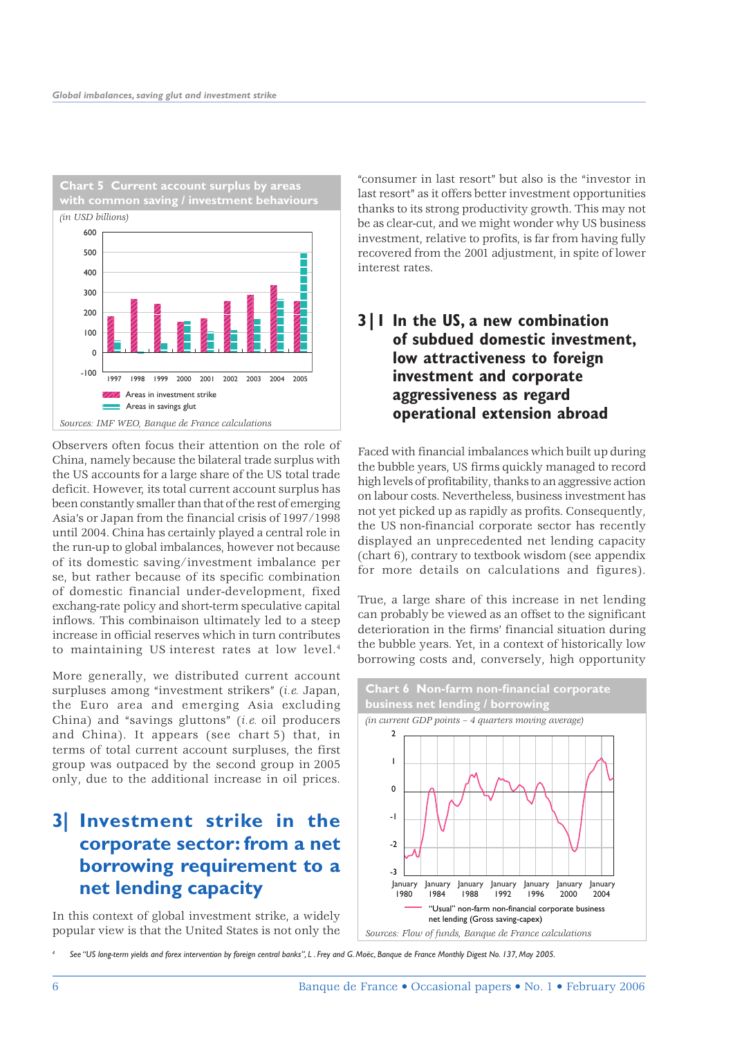**Chart 5 Current account surplus by areas with common saving / investment behaviours**

*(in USD billions)*

Areas in investment strike
Areas in savings glut

*Sources: IMF WEO, Banque de France calculations*

Observers often focus their attention on the role of China, namely because the bilateral trade surplus with the US accounts for a large share of the US total trade deficit. However, its total current account surplus has been constantly smaller than that of the rest of emerging Asia's or Japan from the financial crisis of 1997/1998 until 2004. China has certainly played a central role in the run-up to global imbalances, however not because of its domestic saving/investment imbalance per se, but rather because of its specific combination of domestic financial under-development, fixed exchang-rate policy and short-term speculative capital inflows. This combinaison ultimately led to a steep increase in official reserves which in turn contributes to maintaining US interest rates at low level.[4]

More generally, we distributed current account surpluses among "investment strikers" (*i.e.* Japan, the Euro area and emerging Asia excluding China) and "savings gluttons" (*i.e.* oil producers and China). It appears (see chart 5) that, in terms of total current account surpluses, the first group was outpaced by the second group in 2005 only, due to the additional increase in oil prices.

## 3| Investment strike in the corporate sector: from a net borrowing requirement to a net lending capacity

In this context of global investment strike, a widely popular view is that the United States is not only the "consumer in last resort" but also is the "investor in last resort" as it offers better investment opportunities thanks to its strong productivity growth. This may not be as clear-cut, and we might wonder why US business investment, relative to profits, is far from having fully recovered from the 2001 adjustment, in spite of lower interest rates.

### 3|1 In the US, a new combination of subdued domestic investment, low attractiveness to foreign investment and corporate aggressiveness as regard operational extension abroad

Faced with financial imbalances which built up during the bubble years, US firms quickly managed to record high levels of profitability, thanks to an aggressive action on labour costs. Nevertheless, business investment has not yet picked up as rapidly as profits. Consequently, the US non-financial corporate sector has recently displayed an unprecedented net lending capacity (chart 6), contrary to textbook wisdom (see appendix for more details on calculations and figures).

True, a large share of this increase in net lending can probably be viewed as an offset to the significant deterioration in the firms' financial situation during the bubble years. Yet, in a context of historically low borrowing costs and, conversely, high opportunity

**Chart 6 Non-farm non-financial corporate business net lending / borrowing**

*(in current GDP points – 4 quarters moving average)*

"Usual" non-farm non-financial corporate business net lending (Gross saving-capex)

*Sources: Flow of funds, Banque de France calculations*

[4] See "US long-term yields and forex intervention by foreign central banks", L. Frey and G. Moëc, Banque de France Monthly Digest No. 137, May 2005.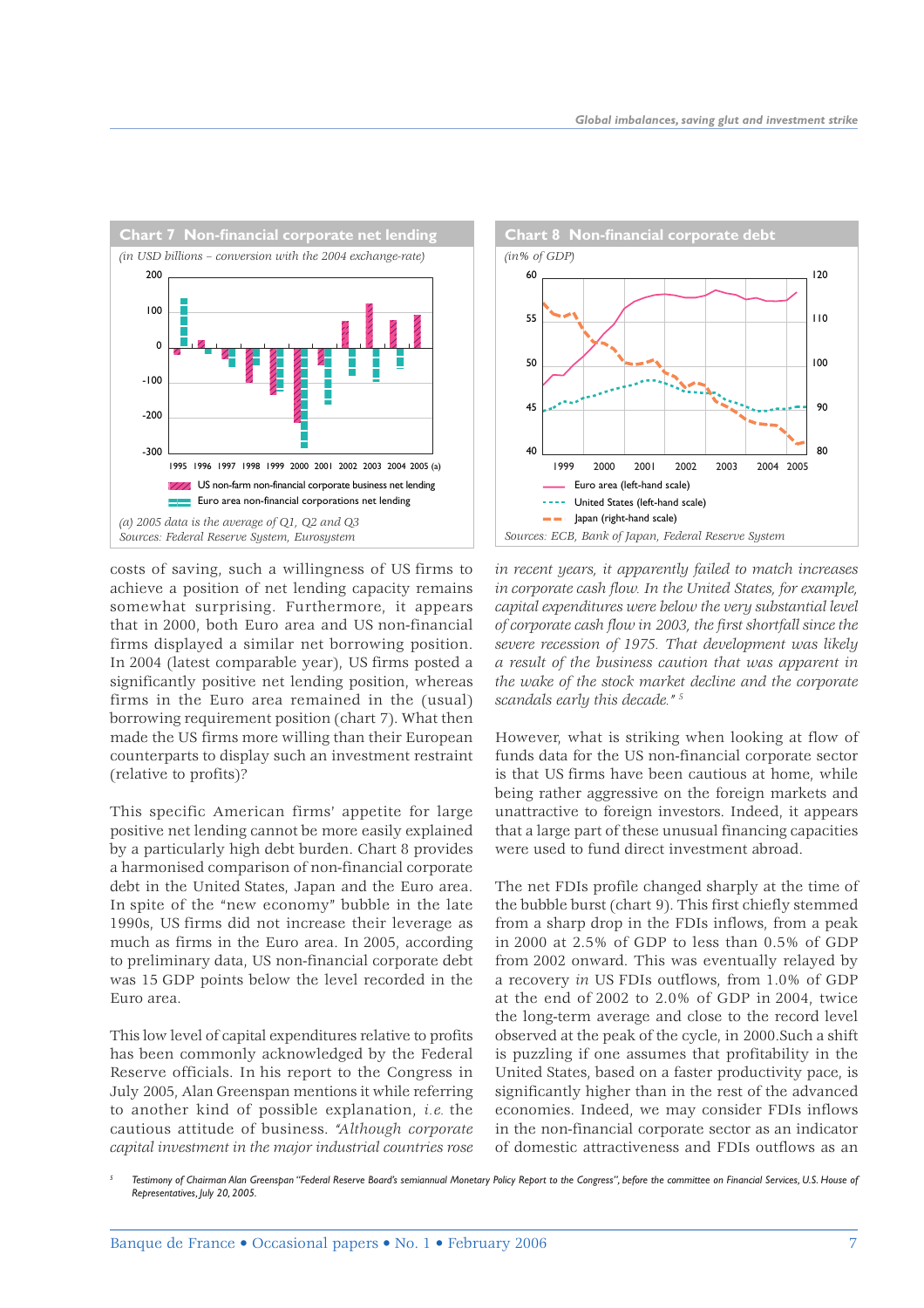**Chart 7 Non-financial corporate net lending**

*(in USD billions – conversion with the 2004 exchange-rate)*

US non-farm non-financial corporate business net lending
Euro area non-financial corporations net lending

*(a) 2005 data is the average of Q1, Q2 and Q3*
*Sources: Federal Reserve System, Eurosystem*

**Chart 8 Non-financial corporate debt**

*(in% of GDP)*

Euro area (left-hand scale)
United States (left-hand scale)
Japan (right-hand scale)

*Sources: ECB, Bank of Japan, Federal Reserve System*

costs of saving, such a willingness of US firms to achieve a position of net lending capacity remains somewhat surprising. Furthermore, it appears that in 2000, both Euro area and US non-financial firms displayed a similar net borrowing position. In 2004 (latest comparable year), US firms posted a significantly positive net lending position, whereas firms in the Euro area remained in the (usual) borrowing requirement position (chart 7). What then made the US firms more willing than their European counterparts to display such an investment restraint (relative to profits)?

This specific American firms' appetite for large positive net lending cannot be more easily explained by a particularly high debt burden. Chart 8 provides a harmonised comparison of non-financial corporate debt in the United States, Japan and the Euro area. In spite of the "new economy" bubble in the late 1990s, US firms did not increase their leverage as much as firms in the Euro area. In 2005, according to preliminary data, US non-financial corporate debt was 15 GDP points below the level recorded in the Euro area.

This low level of capital expenditures relative to profits has been commonly acknowledged by the Federal Reserve officials. In his report to the Congress in July 2005, Alan Greenspan mentions it while referring to another kind of possible explanation, *i.e.* the cautious attitude of business. *"Although corporate capital investment in the major industrial countries rose in recent years, it apparently failed to match increases in corporate cash flow. In the United States, for example, capital expenditures were below the very substantial level of corporate cash flow in 2003, the first shortfall since the severe recession of 1975. That development was likely a result of the business caution that was apparent in the wake of the stock market decline and the corporate scandals early this decade."* [5]

However, what is striking when looking at flow of funds data for the US non-financial corporate sector is that US firms have been cautious at home, while being rather aggressive on the foreign markets and unattractive to foreign investors. Indeed, it appears that a large part of these unusual financing capacities were used to fund direct investment abroad.

The net FDIs profile changed sharply at the time of the bubble burst (chart 9). This first chiefly stemmed from a sharp drop in the FDIs inflows, from a peak in 2000 at 2.5% of GDP to less than 0.5% of GDP from 2002 onward. This was eventually relayed by a recovery *in* US FDIs outflows, from 1.0% of GDP at the end of 2002 to 2.0% of GDP in 2004, twice the long-term average and close to the record level observed at the peak of the cycle, in 2000.Such a shift is puzzling if one assumes that profitability in the United States, based on a faster productivity pace, is significantly higher than in the rest of the advanced economies. Indeed, we may consider FDIs inflows in the non-financial corporate sector as an indicator of domestic attractiveness and FDIs outflows as an

[5] *Testimony of Chairman Alan Greenspan "Federal Reserve Board's semiannual Monetary Policy Report to the Congress", before the committee on Financial Services, U.S. House of Representatives, July 20, 2005.*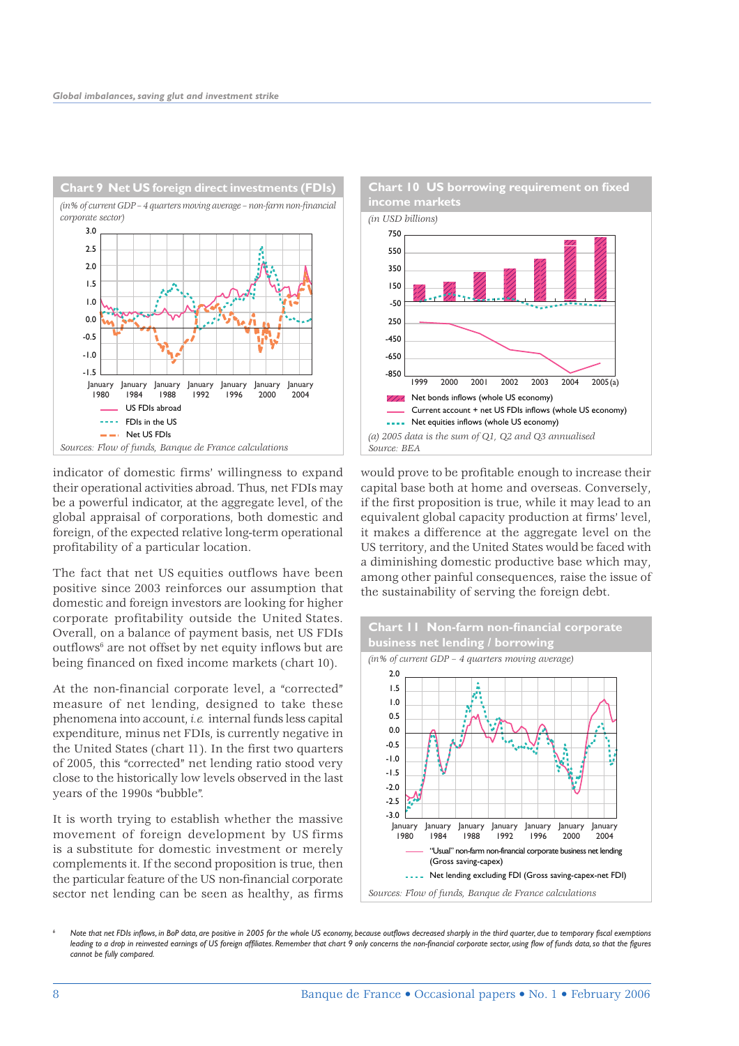**Chart 9 Net US foreign direct investments (FDIs)**

*(in% of current GDP – 4 quarters moving average – non-farm non-financial corporate sector)*

US FDIs abroad
FDIs in the US
Net US FDIs

*Sources: Flow of funds, Banque de France calculations*

indicator of domestic firms' willingness to expand their operational activities abroad. Thus, net FDIs may be a powerful indicator, at the aggregate level, of the global appraisal of corporations, both domestic and foreign, of the expected relative long-term operational profitability of a particular location.

The fact that net US equities outflows have been positive since 2003 reinforces our assumption that domestic and foreign investors are looking for higher corporate profitability outside the United States. Overall, on a balance of payment basis, net US FDIs outflows[6] are not offset by net equity inflows but are being financed on fixed income markets (chart 10).

At the non-financial corporate level, a "corrected" measure of net lending, designed to take these phenomena into account, *i.e.* internal funds less capital expenditure, minus net FDIs, is currently negative in the United States (chart 11). In the first two quarters of 2005, this "corrected" net lending ratio stood very close to the historically low levels observed in the last years of the 1990s "bubble".

It is worth trying to establish whether the massive movement of foreign development by US firms is a substitute for domestic investment or merely complements it. If the second proposition is true, then the particular feature of the US non-financial corporate sector net lending can be seen as healthy, as firms would prove to be profitable enough to increase their capital base both at home and overseas. Conversely, if the first proposition is true, while it may lead to an equivalent global capacity production at firms' level, it makes a difference at the aggregate level on the US territory, and the United States would be faced with a diminishing domestic productive base which may, among other painful consequences, raise the issue of the sustainability of serving the foreign debt.

**Chart 10 US borrowing requirement on fixed income markets**

*(in USD billions)*

Net bonds inflows (whole US economy)
Current account + net US FDIs inflows (whole US economy)
Net equities inflows (whole US economy)

*(a) 2005 data is the sum of Q1, Q2 and Q3 annualised*
*Source: BEA*

**Chart 11 Non-farm non-financial corporate business net lending / borrowing**

*(in% of current GDP – 4 quarters moving average)*

"Usual" non-farm non-financial corporate business net lending (Gross saving-capex)
Net lending excluding FDI (Gross saving-capex-net FDI)

*Sources: Flow of funds, Banque de France calculations*

[6] *Note that net FDIs inflows, in BoP data, are positive in 2005 for the whole US economy, because outflows decreased sharply in the third quarter, due to temporary fiscal exemptions leading to a drop in reinvested earnings of US foreign affiliates. Remember that chart 9 only concerns the non-financial corporate sector, using flow of funds data, so that the figures cannot be fully compared.*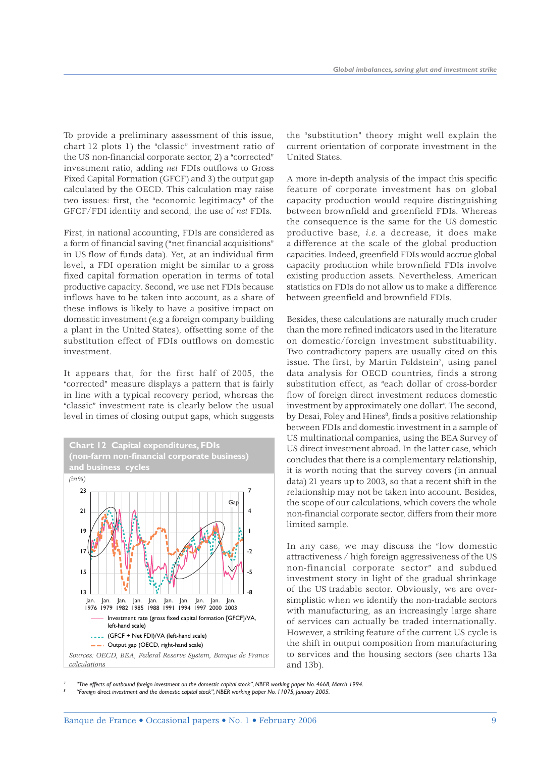To provide a preliminary assessment of this issue, chart 12 plots 1) the "classic" investment ratio of the US non-financial corporate sector, 2) a "corrected" investment ratio, adding *net* FDIs outflows to Gross Fixed Capital Formation (GFCF) and 3) the output gap calculated by the OECD. This calculation may raise two issues: first, the "economic legitimacy" of the GFCF/FDI identity and second, the use of *net* FDIs.

First, in national accounting, FDIs are considered as a form of financial saving ("net financial acquisitions" in US flow of funds data). Yet, at an individual firm level, a FDI operation might be similar to a gross fixed capital formation operation in terms of total productive capacity. Second, we use net FDIs because inflows have to be taken into account, as a share of these inflows is likely to have a positive impact on domestic investment (e.g a foreign company building a plant in the United States), offsetting some of the substitution effect of FDIs outflows on domestic investment.

It appears that, for the first half of 2005, the "corrected" measure displays a pattern that is fairly in line with a typical recovery period, whereas the "classic" investment rate is clearly below the usual level in times of closing output gaps, which suggests the "substitution" theory might well explain the current orientation of corporate investment in the United States.

**Chart 12 Capital expenditures, FDIs (non-farm non-financial corporate business) and business cycles**

*(in %)*

Investment rate (gross fixed capital formation [GFCF]/VA, left-hand scale)
(GFCF + Net FDI)/VA (left-hand scale)
Output gap (OECD, right-hand scale)

*Sources: OECD, BEA, Federal Reserve System, Banque de France calculations*

A more in-depth analysis of the impact this specific feature of corporate investment has on global capacity production would require distinguishing between brownfield and greenfield FDIs. Whereas the consequence is the same for the US domestic productive base, *i.e.* a decrease, it does make a difference at the scale of the global production capacities. Indeed, greenfield FDIs would accrue global capacity production while brownfield FDIs involve existing production assets. Nevertheless, American statistics on FDIs do not allow us to make a difference between greenfield and brownfield FDIs.

Besides, these calculations are naturally much cruder than the more refined indicators used in the literature on domestic/foreign investment substitutability. Two contradictory papers are usually cited on this issue. The first, by Martin Feldstein[7], using panel data analysis for OECD countries, finds a strong substitution effect, as "each dollar of cross-border flow of foreign direct investment reduces domestic investment by approximately one dollar". The second, by Desai, Foley and Hines[8], finds a positive relationship between FDIs and domestic investment in a sample of US multinational companies, using the BEA Survey of US direct investment abroad. In the latter case, which concludes that there is a complementary relationship, it is worth noting that the survey covers (in annual data) 21 years up to 2003, so that a recent shift in the relationship may not be taken into account. Besides, the scope of our calculations, which covers the whole non-financial corporate sector, differs from their more limited sample.

In any case, we may discuss the "low domestic attractiveness / high foreign aggressiveness of the US non-financial corporate sector" and subdued investment story in light of the gradual shrinkage of the US tradable sector. Obviously, we are over-simplistic when we identify the non-tradable sectors with manufacturing, as an increasingly large share of services can actually be traded internationally. However, a striking feature of the current US cycle is the shift in output composition from manufacturing to services and the housing sectors (see charts 13a and 13b).

[7] "The effects of outbound foreign investment on the domestic capital stock", NBER working paper No. 4668, March 1994.

[8] "Foreign direct investment and the domestic capital stock", NBER working paper No. 11075, January 2005.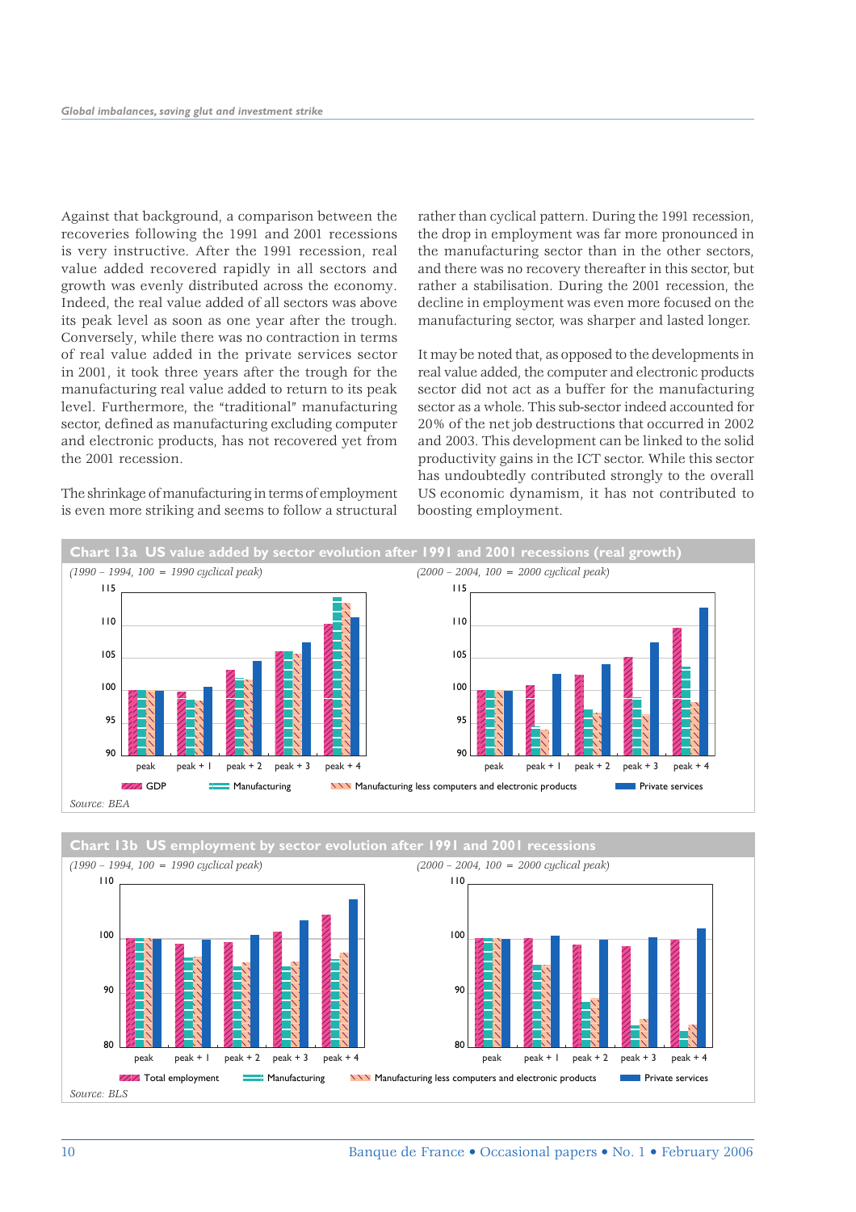Against that background, a comparison between the recoveries following the 1991 and 2001 recessions is very instructive. After the 1991 recession, real value added recovered rapidly in all sectors and growth was evenly distributed across the economy. Indeed, the real value added of all sectors was above its peak level as soon as one year after the trough. Conversely, while there was no contraction in terms of real value added in the private services sector in 2001, it took three years after the trough for the manufacturing real value added to return to its peak level. Furthermore, the "traditional" manufacturing sector, defined as manufacturing excluding computer and electronic products, has not recovered yet from the 2001 recession.

The shrinkage of manufacturing in terms of employment is even more striking and seems to follow a structural rather than cyclical pattern. During the 1991 recession, the drop in employment was far more pronounced in the manufacturing sector than in the other sectors, and there was no recovery thereafter in this sector, but rather a stabilisation. During the 2001 recession, the decline in employment was even more focused on the manufacturing sector, was sharper and lasted longer.

It may be noted that, as opposed to the developments in real value added, the computer and electronic products sector did not act as a buffer for the manufacturing sector as a whole. This sub-sector indeed accounted for 20% of the net job destructions that occurred in 2002 and 2003. This development can be linked to the solid productivity gains in the ICT sector. While this sector has undoubtedly contributed strongly to the overall US economic dynamism, it has not contributed to boosting employment.

**Chart 13a US value added by sector evolution after 1991 and 2001 recessions (real growth)**

*(1990 – 1994, 100 = 1990 cyclical peak)* — *(2000 – 2004, 100 = 2000 cyclical peak)*

Legend: GDP; Manufacturing; Manufacturing less computers and electronic products; Private services

*Source: BEA*

**Chart 13b US employment by sector evolution after 1991 and 2001 recessions**

*(1990 – 1994, 100 = 1990 cyclical peak)* — *(2000 – 2004, 100 = 2000 cyclical peak)*

Legend: Total employment; Manufacturing; Manufacturing less computers and electronic products; Private services

*Source: BLS*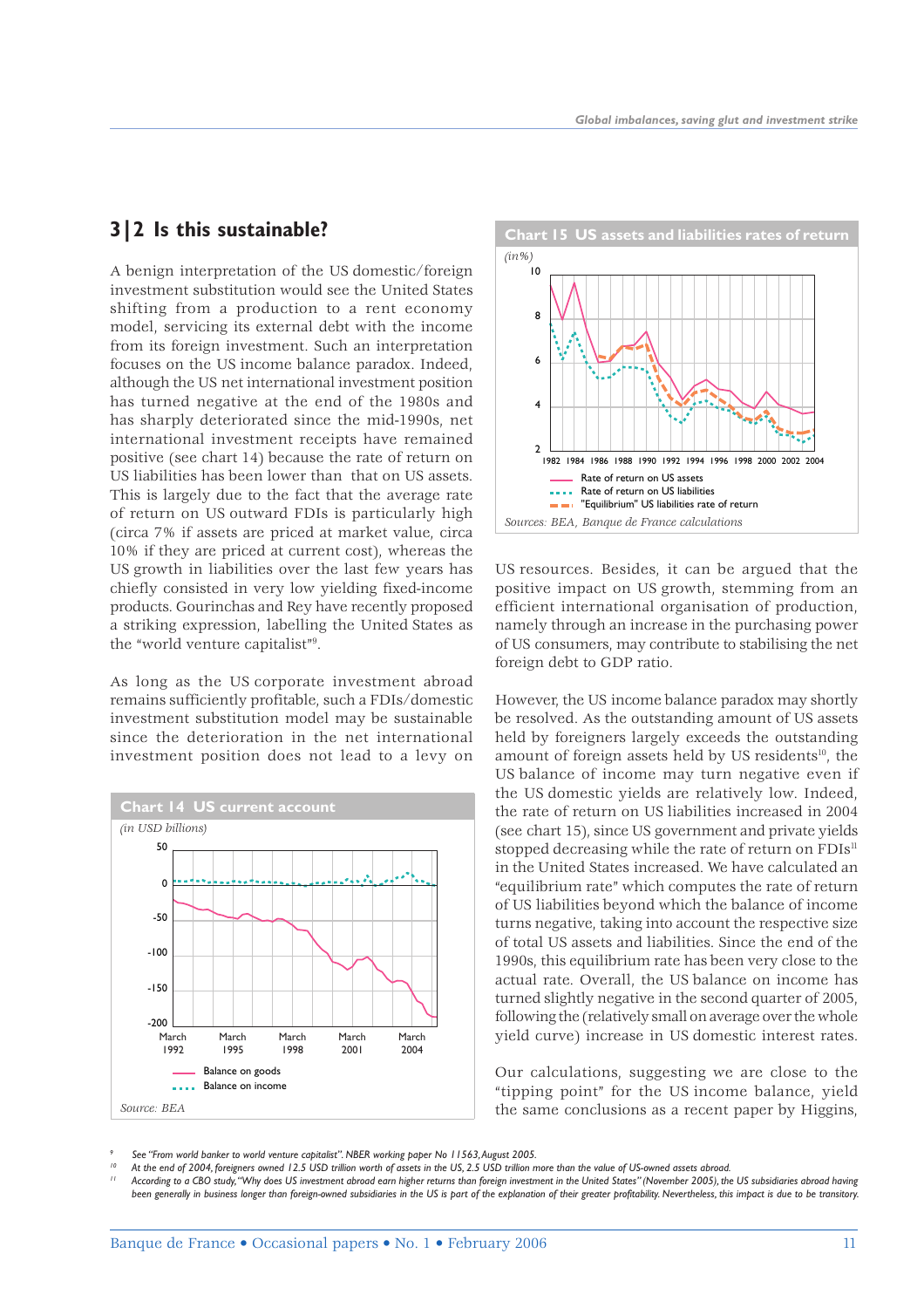## 3|2 Is this sustainable?

A benign interpretation of the US domestic/foreign investment substitution would see the United States shifting from a production to a rent economy model, servicing its external debt with the income from its foreign investment. Such an interpretation focuses on the US income balance paradox. Indeed, although the US net international investment position has turned negative at the end of the 1980s and has sharply deteriorated since the mid-1990s, net international investment receipts have remained positive (see chart 14) because the rate of return on US liabilities has been lower than that on US assets. This is largely due to the fact that the average rate of return on US outward FDIs is particularly high (circa 7% if assets are priced at market value, circa 10% if they are priced at current cost), whereas the US growth in liabilities over the last few years has chiefly consisted in very low yielding fixed-income products. Gourinchas and Rey have recently proposed a striking expression, labelling the United States as the "world venture capitalist"[9].

As long as the US corporate investment abroad remains sufficiently profitable, such a FDIs/domestic investment substitution model may be sustainable since the deterioration in the net international investment position does not lead to a levy on US resources. Besides, it can be argued that the positive impact on US growth, stemming from an efficient international organisation of production, namely through an increase in the purchasing power of US consumers, may contribute to stabilising the net foreign debt to GDP ratio.

**Chart 14 US current account**

*(in USD billions)*

Legend: Balance on goods; Balance on income

Source: BEA

**Chart 15 US assets and liabilities rates of return**

*(in%)*

Legend: Rate of return on US assets; Rate of return on US liabilities; "Equilibrium" US liabilities rate of return

Sources: BEA, Banque de France calculations

However, the US income balance paradox may shortly be resolved. As the outstanding amount of US assets held by foreigners largely exceeds the outstanding amount of foreign assets held by US residents[10], the US balance of income may turn negative even if the US domestic yields are relatively low. Indeed, the rate of return on US liabilities increased in 2004 (see chart 15), since US government and private yields stopped decreasing while the rate of return on FDIs[11] in the United States increased. We have calculated an "equilibrium rate" which computes the rate of return of US liabilities beyond which the balance of income turns negative, taking into account the respective size of total US assets and liabilities. Since the end of the 1990s, this equilibrium rate has been very close to the actual rate. Overall, the US balance on income has turned slightly negative in the second quarter of 2005, following the (relatively small on average over the whole yield curve) increase in US domestic interest rates.

Our calculations, suggesting we are close to the "tipping point" for the US income balance, yield the same conclusions as a recent paper by Higgins,

---

[9] See "From world banker to world venture capitalist". NBER working paper No 11563, August 2005.

[10] At the end of 2004, foreigners owned 12.5 USD trillion worth of assets in the US, 2.5 USD trillion more than the value of US-owned assets abroad.

[11] According to a CBO study, "Why does US investment abroad earn higher returns than foreign investment in the United States" (November 2005), the US subsidiaries abroad having been generally in business longer than foreign-owned subsidiaries in the US is part of the explanation of their greater profitability. Nevertheless, this impact is due to be transitory.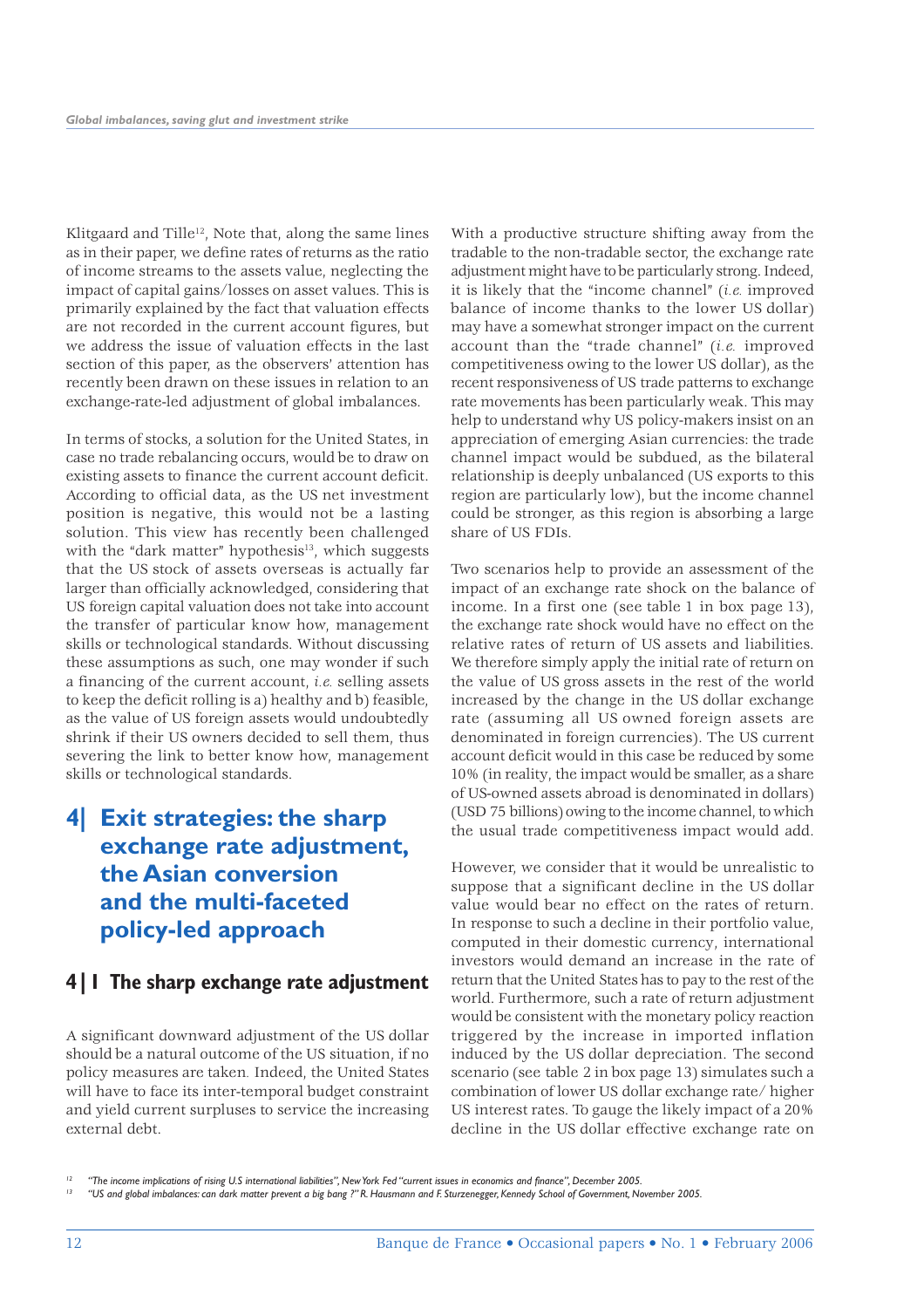Klitgaard and Tille[12], Note that, along the same lines as in their paper, we define rates of returns as the ratio of income streams to the assets value, neglecting the impact of capital gains/losses on asset values. This is primarily explained by the fact that valuation effects are not recorded in the current account figures, but we address the issue of valuation effects in the last section of this paper, as the observers' attention has recently been drawn on these issues in relation to an exchange-rate-led adjustment of global imbalances.

In terms of stocks, a solution for the United States, in case no trade rebalancing occurs, would be to draw on existing assets to finance the current account deficit. According to official data, as the US net investment position is negative, this would not be a lasting solution. This view has recently been challenged with the "dark matter" hypothesis[13], which suggests that the US stock of assets overseas is actually far larger than officially acknowledged, considering that US foreign capital valuation does not take into account the transfer of particular know how, management skills or technological standards. Without discussing these assumptions as such, one may wonder if such a financing of the current account, *i.e.* selling assets to keep the deficit rolling is a) healthy and b) feasible, as the value of US foreign assets would undoubtedly shrink if their US owners decided to sell them, thus severing the link to better know how, management skills or technological standards.

# 4| Exit strategies: the sharp exchange rate adjustment, the Asian conversion and the multi-faceted policy-led approach

## 4|1 The sharp exchange rate adjustment

A significant downward adjustment of the US dollar should be a natural outcome of the US situation, if no policy measures are taken. Indeed, the United States will have to face its inter-temporal budget constraint and yield current surpluses to service the increasing external debt.

With a productive structure shifting away from the tradable to the non-tradable sector, the exchange rate adjustment might have to be particularly strong. Indeed, it is likely that the "income channel" (*i.e.* improved balance of income thanks to the lower US dollar) may have a somewhat stronger impact on the current account than the "trade channel" (*i.e.* improved competitiveness owing to the lower US dollar), as the recent responsiveness of US trade patterns to exchange rate movements has been particularly weak. This may help to understand why US policy-makers insist on an appreciation of emerging Asian currencies: the trade channel impact would be subdued, as the bilateral relationship is deeply unbalanced (US exports to this region are particularly low), but the income channel could be stronger, as this region is absorbing a large share of US FDIs.

Two scenarios help to provide an assessment of the impact of an exchange rate shock on the balance of income. In a first one (see table 1 in box page 13), the exchange rate shock would have no effect on the relative rates of return of US assets and liabilities. We therefore simply apply the initial rate of return on the value of US gross assets in the rest of the world increased by the change in the US dollar exchange rate (assuming all US owned foreign assets are denominated in foreign currencies). The US current account deficit would in this case be reduced by some 10% (in reality, the impact would be smaller, as a share of US-owned assets abroad is denominated in dollars) (USD 75 billions) owing to the income channel, to which the usual trade competitiveness impact would add.

However, we consider that it would be unrealistic to suppose that a significant decline in the US dollar value would bear no effect on the rates of return. In response to such a decline in their portfolio value, computed in their domestic currency, international investors would demand an increase in the rate of return that the United States has to pay to the rest of the world. Furthermore, such a rate of return adjustment would be consistent with the monetary policy reaction triggered by the increase in imported inflation induced by the US dollar depreciation. The second scenario (see table 2 in box page 13) simulates such a combination of lower US dollar exchange rate/ higher US interest rates. To gauge the likely impact of a 20% decline in the US dollar effective exchange rate on

[12] *"The income implications of rising U.S international liabilities", New York Fed "current issues in economics and finance", December 2005.*

[13] *"US and global imbalances: can dark matter prevent a big bang ?" R. Hausmann and F. Sturzenegger, Kennedy School of Government, November 2005.*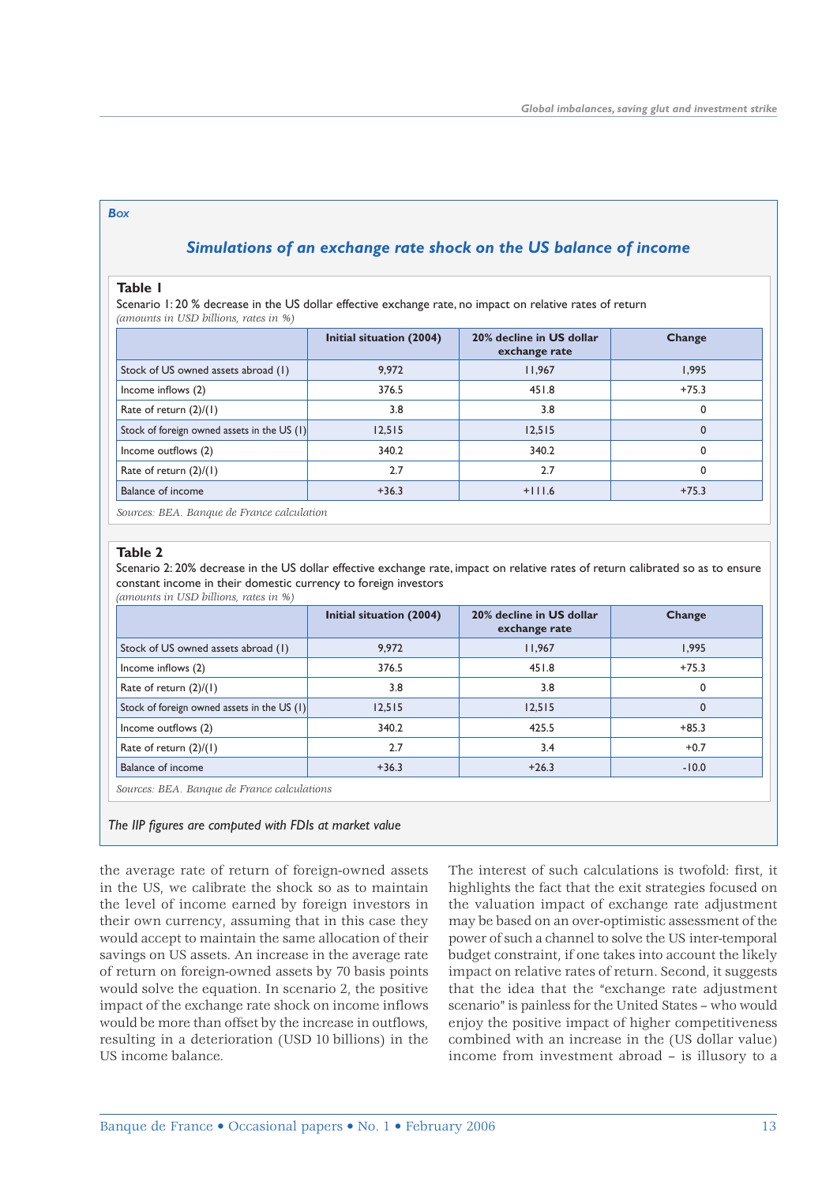**Box**

## Simulations of an exchange rate shock on the US balance of income

**Table 1**

Scenario 1: 20 % decrease in the US dollar effective exchange rate, no impact on relative rates of return

*(amounts in USD billions, rates in %)*

| | Initial situation (2004) | 20% decline in US dollar exchange rate | Change |
|---|---|---|---|
| Stock of US owned assets abroad (1) | 9,972 | 11,967 | 1,995 |
| Income inflows (2) | 376.5 | 451.8 | +75.3 |
| Rate of return (2)/(1) | 3.8 | 3.8 | 0 |
| Stock of foreign owned assets in the US (1) | 12,515 | 12,515 | 0 |
| Income outflows (2) | 340.2 | 340.2 | 0 |
| Rate of return (2)/(1) | 2.7 | 2.7 | 0 |
| Balance of income | +36.3 | +111.6 | +75.3 |

*Sources: BEA. Banque de France calculation*

**Table 2**

Scenario 2: 20% decrease in the US dollar effective exchange rate, impact on relative rates of return calibrated so as to ensure constant income in their domestic currency to foreign investors

*(amounts in USD billions, rates in %)*

| | Initial situation (2004) | 20% decline in US dollar exchange rate | Change |
|---|---|---|---|
| Stock of US owned assets abroad (1) | 9,972 | 11,967 | 1,995 |
| Income inflows (2) | 376.5 | 451.8 | +75.3 |
| Rate of return (2)/(1) | 3.8 | 3.8 | 0 |
| Stock of foreign owned assets in the US (1) | 12,515 | 12,515 | 0 |
| Income outflows (2) | 340.2 | 425.5 | +85.3 |
| Rate of return (2)/(1) | 2.7 | 3.4 | +0.7 |
| Balance of income | +36.3 | +26.3 | -10.0 |

*Sources: BEA. Banque de France calculations*

*The IIP figures are computed with FDIs at market value*

the average rate of return of foreign-owned assets in the US, we calibrate the shock so as to maintain the level of income earned by foreign investors in their own currency, assuming that in this case they would accept to maintain the same allocation of their savings on US assets. An increase in the average rate of return on foreign-owned assets by 70 basis points would solve the equation. In scenario 2, the positive impact of the exchange rate shock on income inflows would be more than offset by the increase in outflows, resulting in a deterioration (USD 10 billions) in the US income balance.

The interest of such calculations is twofold: first, it highlights the fact that the exit strategies focused on the valuation impact of exchange rate adjustment may be based on an over-optimistic assessment of the power of such a channel to solve the US inter-temporal budget constraint, if one takes into account the likely impact on relative rates of return. Second, it suggests that the idea that the "exchange rate adjustment scenario" is painless for the United States – who would enjoy the positive impact of higher competitiveness combined with an increase in the (US dollar value) income from investment abroad – is illusory to a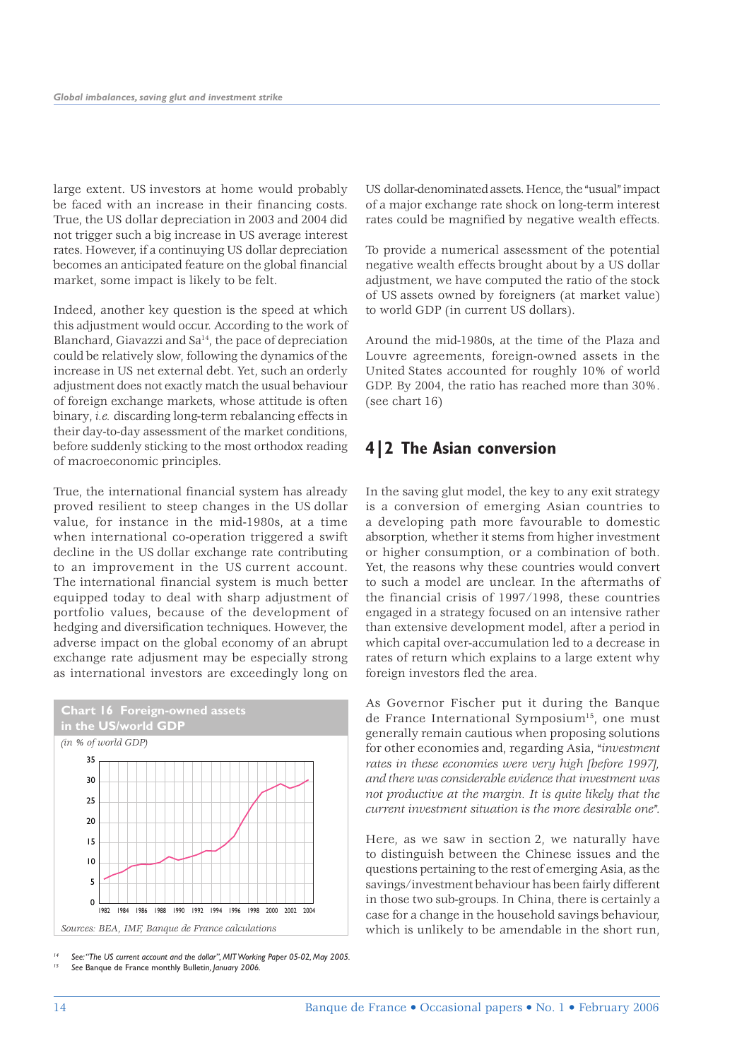large extent. US investors at home would probably be faced with an increase in their financing costs. True, the US dollar depreciation in 2003 and 2004 did not trigger such a big increase in US average interest rates. However, if a continuying US dollar depreciation becomes an anticipated feature on the global financial market, some impact is likely to be felt.

Indeed, another key question is the speed at which this adjustment would occur. According to the work of Blanchard, Giavazzi and Sa[14], the pace of depreciation could be relatively slow, following the dynamics of the increase in US net external debt. Yet, such an orderly adjustment does not exactly match the usual behaviour of foreign exchange markets, whose attitude is often binary, *i.e.* discarding long-term rebalancing effects in their day-to-day assessment of the market conditions, before suddenly sticking to the most orthodox reading of macroeconomic principles.

True, the international financial system has already proved resilient to steep changes in the US dollar value, for instance in the mid-1980s, at a time when international co-operation triggered a swift decline in the US dollar exchange rate contributing to an improvement in the US current account. The international financial system is much better equipped today to deal with sharp adjustment of portfolio values, because of the development of hedging and diversification techniques. However, the adverse impact on the global economy of an abrupt exchange rate adjusment may be especially strong as international investors are exceedingly long on US dollar-denominated assets. Hence, the "usual" impact of a major exchange rate shock on long-term interest rates could be magnified by negative wealth effects.

To provide a numerical assessment of the potential negative wealth effects brought about by a US dollar adjustment, we have computed the ratio of the stock of US assets owned by foreigners (at market value) to world GDP (in current US dollars).

Around the mid-1980s, at the time of the Plaza and Louvre agreements, foreign-owned assets in the United States accounted for roughly 10% of world GDP. By 2004, the ratio has reached more than 30%. (see chart 16)

**Chart 16 Foreign-owned assets in the US/world GDP**

*(in % of world GDP)*

Sources: BEA, IMF, Banque de France calculations

## 4|2 The Asian conversion

In the saving glut model, the key to any exit strategy is a conversion of emerging Asian countries to a developing path more favourable to domestic absorption, whether it stems from higher investment or higher consumption, or a combination of both. Yet, the reasons why these countries would convert to such a model are unclear. In the aftermaths of the financial crisis of 1997/1998, these countries engaged in a strategy focused on an intensive rather than extensive development model, after a period in which capital over-accumulation led to a decrease in rates of return which explains to a large extent why foreign investors fled the area.

As Governor Fischer put it during the Banque de France International Symposium[15], one must generally remain cautious when proposing solutions for other economies and, regarding Asia, "*investment rates in these economies were very high [before 1997], and there was considerable evidence that investment was not productive at the margin. It is quite likely that the current investment situation is the more desirable one*".

Here, as we saw in section 2, we naturally have to distinguish between the Chinese issues and the questions pertaining to the rest of emerging Asia, as the savings/investment behaviour has been fairly different in those two sub-groups. In China, there is certainly a case for a change in the household savings behaviour, which is unlikely to be amendable in the short run,

[14] See: "The US current account and the dollar", MIT Working Paper 05-02, May 2005.

[15] See Banque de France monthly Bulletin, January 2006.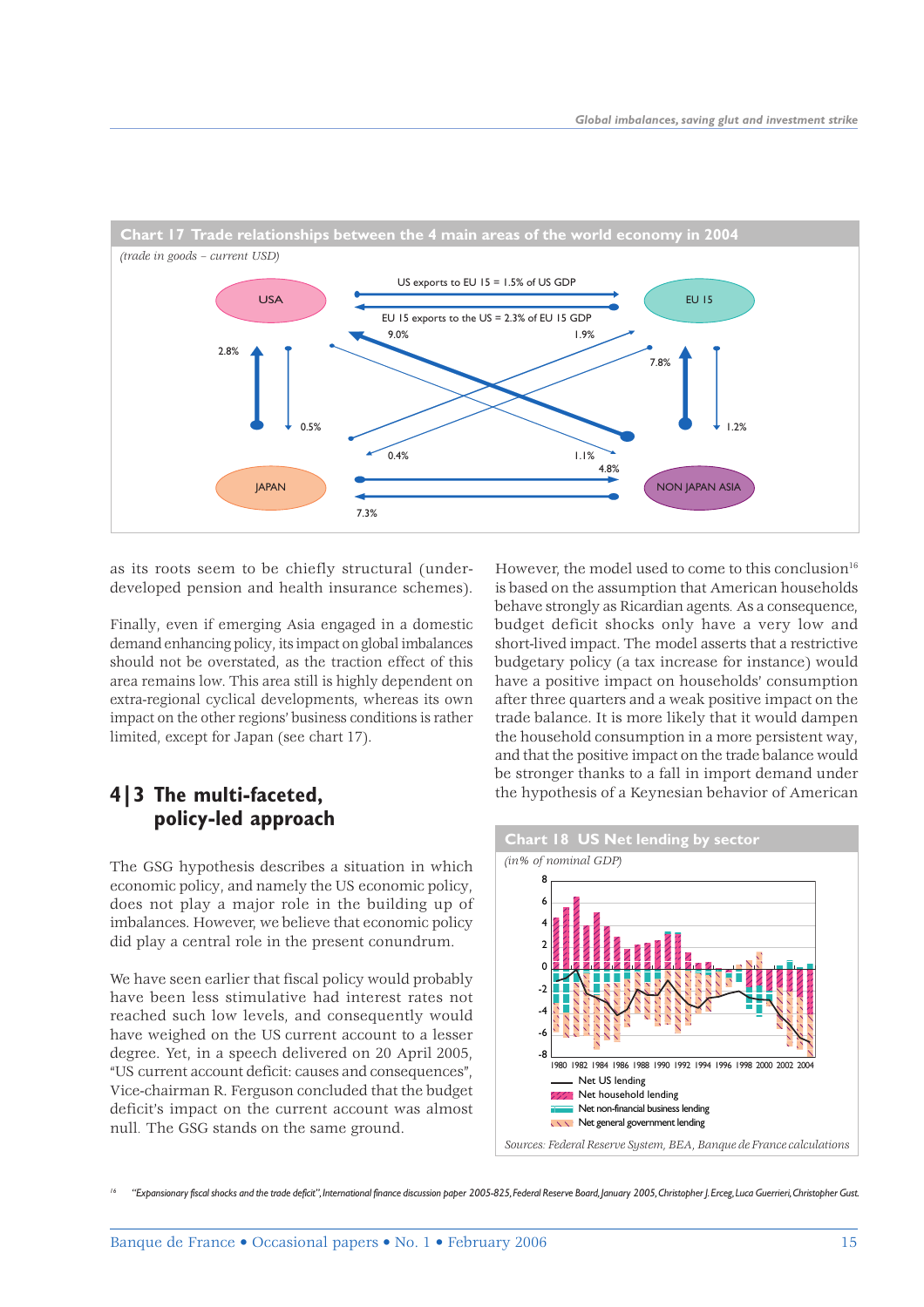**Chart 17 Trade relationships between the 4 main areas of the world economy in 2004**

*(trade in goods – current USD)*

USA · EU 15 · JAPAN · NON JAPAN ASIA

US exports to EU 15 = 1.5% of US GDP

EU 15 exports to the US = 2.3% of EU 15 GDP

9.0% · 1.9% · 2.8% · 0.5% · 7.8% · 1.2% · 0.4% · 1.1% · 4.8% · 7.3%

as its roots seem to be chiefly structural (under-developed pension and health insurance schemes).

Finally, even if emerging Asia engaged in a domestic demand enhancing policy, its impact on global imbalances should not be overstated, as the traction effect of this area remains low. This area still is highly dependent on extra-regional cyclical developments, whereas its own impact on the other regions' business conditions is rather limited, except for Japan (see chart 17).

## 4|3 The multi-faceted, policy-led approach

The GSG hypothesis describes a situation in which economic policy, and namely the US economic policy, does not play a major role in the building up of imbalances. However, we believe that economic policy did play a central role in the present conundrum.

We have seen earlier that fiscal policy would probably have been less stimulative had interest rates not reached such low levels, and consequently would have weighed on the US current account to a lesser degree. Yet, in a speech delivered on 20 April 2005, "US current account deficit: causes and consequences", Vice-chairman R. Ferguson concluded that the budget deficit's impact on the current account was almost null. The GSG stands on the same ground.

However, the model used to come to this conclusion[16] is based on the assumption that American households behave strongly as Ricardian agents. As a consequence, budget deficit shocks only have a very low and short-lived impact. The model asserts that a restrictive budgetary policy (a tax increase for instance) would have a positive impact on households' consumption after three quarters and a weak positive impact on the trade balance. It is more likely that it would dampen the household consumption in a more persistent way, and that the positive impact on the trade balance would be stronger thanks to a fall in import demand under the hypothesis of a Keynesian behavior of American

**Chart 18 US Net lending by sector**

*(in% of nominal GDP)*

Legend: Net US lending; Net household lending; Net non-financial business lending; Net general government lending

*Sources: Federal Reserve System, BEA, Banque de France calculations*

[16] "Expansionary fiscal shocks and the trade deficit", International finance discussion paper 2005-825, Federal Reserve Board, January 2005, Christopher J. Erceg, Luca Guerrieri, Christopher Gust.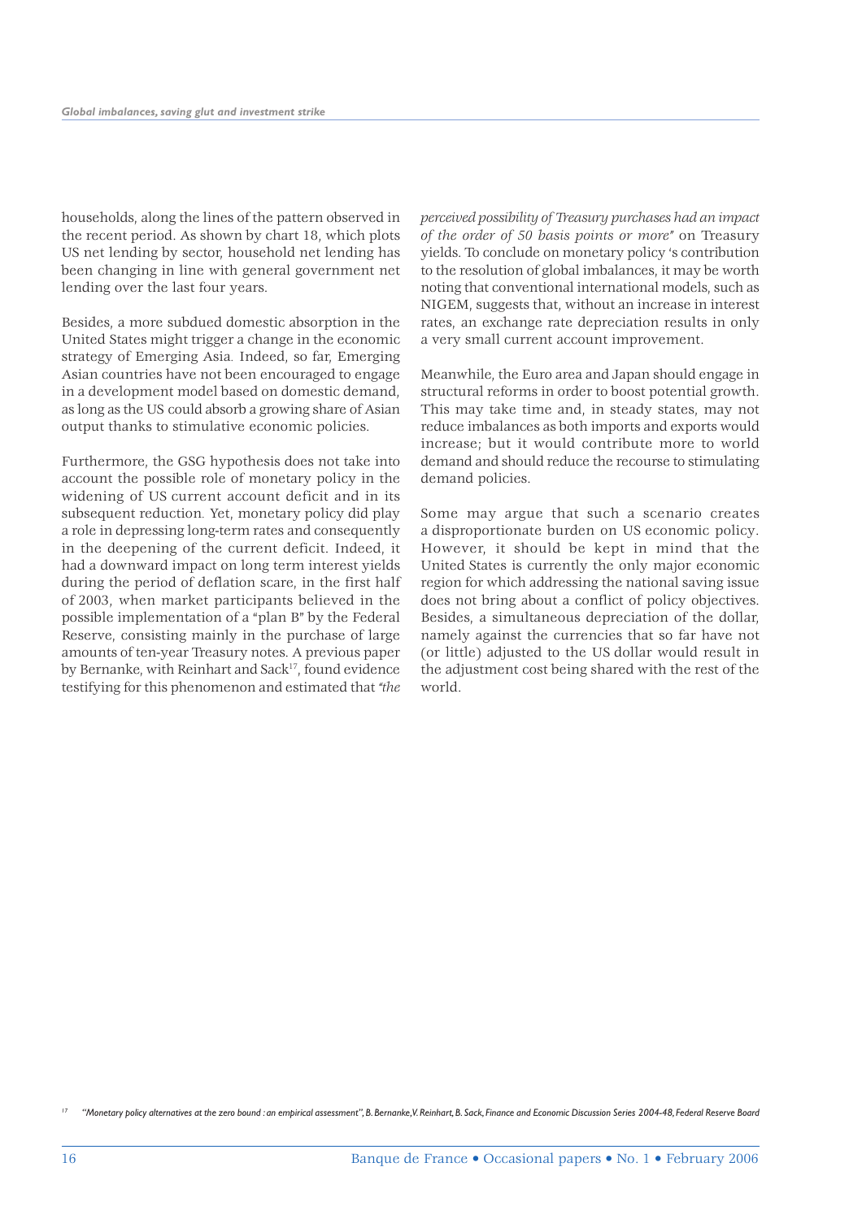households, along the lines of the pattern observed in the recent period. As shown by chart 18, which plots US net lending by sector, household net lending has been changing in line with general government net lending over the last four years.

Besides, a more subdued domestic absorption in the United States might trigger a change in the economic strategy of Emerging Asia. Indeed, so far, Emerging Asian countries have not been encouraged to engage in a development model based on domestic demand, as long as the US could absorb a growing share of Asian output thanks to stimulative economic policies.

Furthermore, the GSG hypothesis does not take into account the possible role of monetary policy in the widening of US current account deficit and in its subsequent reduction. Yet, monetary policy did play a role in depressing long-term rates and consequently in the deepening of the current deficit. Indeed, it had a downward impact on long term interest yields during the period of deflation scare, in the first half of 2003, when market participants believed in the possible implementation of a "plan B" by the Federal Reserve, consisting mainly in the purchase of large amounts of ten-year Treasury notes. A previous paper by Bernanke, with Reinhart and Sack[17], found evidence testifying for this phenomenon and estimated that *"the perceived possibility of Treasury purchases had an impact of the order of 50 basis points or more"* on Treasury yields. To conclude on monetary policy 's contribution to the resolution of global imbalances, it may be worth noting that conventional international models, such as NIGEM, suggests that, without an increase in interest rates, an exchange rate depreciation results in only a very small current account improvement.

Meanwhile, the Euro area and Japan should engage in structural reforms in order to boost potential growth. This may take time and, in steady states, may not reduce imbalances as both imports and exports would increase; but it would contribute more to world demand and should reduce the recourse to stimulating demand policies.

Some may argue that such a scenario creates a disproportionate burden on US economic policy. However, it should be kept in mind that the United States is currently the only major economic region for which addressing the national saving issue does not bring about a conflict of policy objectives. Besides, a simultaneous depreciation of the dollar, namely against the currencies that so far have not (or little) adjusted to the US dollar would result in the adjustment cost being shared with the rest of the world.

[17] *"Monetary policy alternatives at the zero bound : an empirical assessment", B. Bernanke, V. Reinhart, B. Sack, Finance and Economic Discussion Series 2004-48, Federal Reserve Board*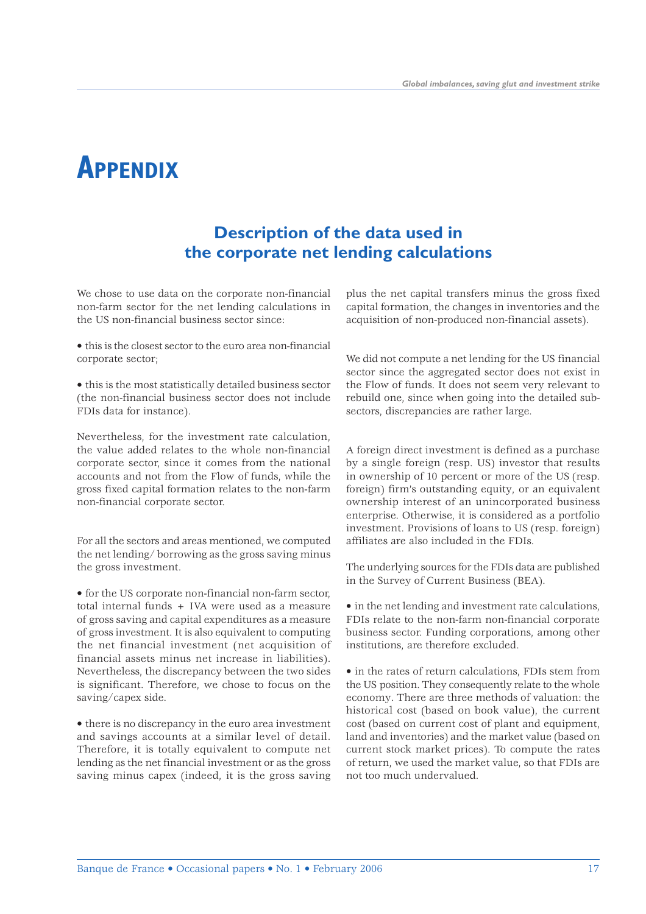# Appendix

## Description of the data used in the corporate net lending calculations

We chose to use data on the corporate non-financial non-farm sector for the net lending calculations in the US non-financial business sector since:

• this is the closest sector to the euro area non-financial corporate sector;

• this is the most statistically detailed business sector (the non-financial business sector does not include FDIs data for instance).

Nevertheless, for the investment rate calculation, the value added relates to the whole non-financial corporate sector, since it comes from the national accounts and not from the Flow of funds, while the gross fixed capital formation relates to the non-farm non-financial corporate sector.

For all the sectors and areas mentioned, we computed the net lending/ borrowing as the gross saving minus the gross investment.

• for the US corporate non-financial non-farm sector, total internal funds + IVA were used as a measure of gross saving and capital expenditures as a measure of gross investment. It is also equivalent to computing the net financial investment (net acquisition of financial assets minus net increase in liabilities). Nevertheless, the discrepancy between the two sides is significant. Therefore, we chose to focus on the saving/capex side.

• there is no discrepancy in the euro area investment and savings accounts at a similar level of detail. Therefore, it is totally equivalent to compute net lending as the net financial investment or as the gross saving minus capex (indeed, it is the gross saving plus the net capital transfers minus the gross fixed capital formation, the changes in inventories and the acquisition of non-produced non-financial assets).

We did not compute a net lending for the US financial sector since the aggregated sector does not exist in the Flow of funds. It does not seem very relevant to rebuild one, since when going into the detailed sub-sectors, discrepancies are rather large.

A foreign direct investment is defined as a purchase by a single foreign (resp. US) investor that results in ownership of 10 percent or more of the US (resp. foreign) firm's outstanding equity, or an equivalent ownership interest of an unincorporated business enterprise. Otherwise, it is considered as a portfolio investment. Provisions of loans to US (resp. foreign) affiliates are also included in the FDIs.

The underlying sources for the FDIs data are published in the Survey of Current Business (BEA).

• in the net lending and investment rate calculations, FDIs relate to the non-farm non-financial corporate business sector. Funding corporations, among other institutions, are therefore excluded.

• in the rates of return calculations, FDIs stem from the US position. They consequently relate to the whole economy. There are three methods of valuation: the historical cost (based on book value), the current cost (based on current cost of plant and equipment, land and inventories) and the market value (based on current stock market prices). To compute the rates of return, we used the market value, so that FDIs are not too much undervalued.